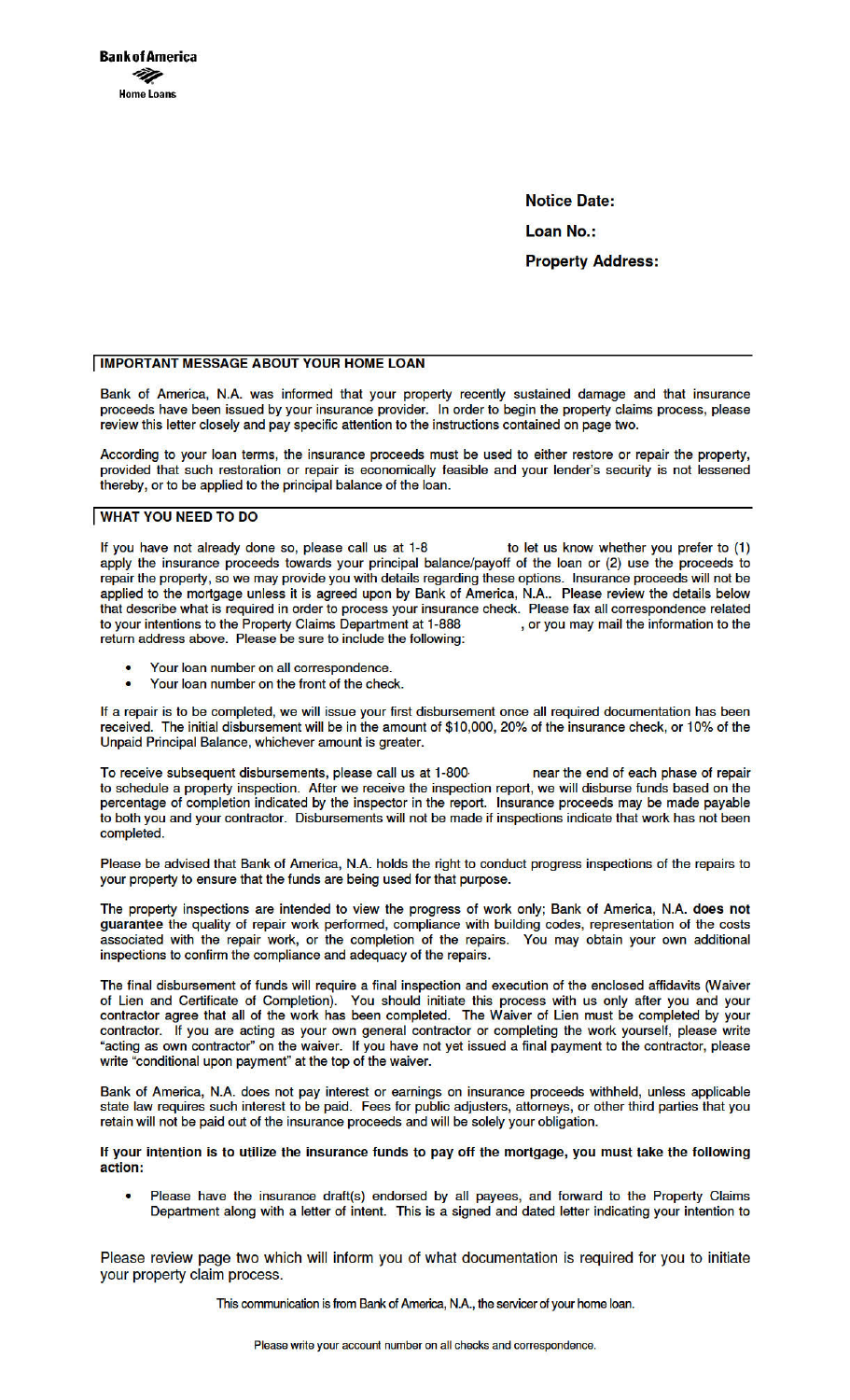**Bank of America**

**Home Loans**

**Notice Date:**

**Loan No.:**

**Property Address:**

## IMPORTANT MESSAGE ABOUT YOUR HOME LOAN

Bank of America, N.A. was informed that your property recently sustained damage and that insurance proceeds have been issued by your insurance provider. In order to begin the property claims process, please review this letter closely and pay specific attention to the instructions contained on page two.

According to your loan terms, the insurance proceeds must be used to either restore or repair the property, provided that such restoration or repair is economically feasible and your lender's security is not lessened thereby, or to be applied to the principal balance of the loan.

## WHAT YOU NEED TO DO

If you have not already done so, please call us at 1-8 to let us know whether you prefer to (1) apply the insurance proceeds towards your principal balance/payoff of the loan or (2) use the proceeds to repair the property, so we may provide you with details regarding these options. Insurance proceeds will not be applied to the mortgage unless it is agreed upon by Bank of America, N.A.. Please review the details below that describe what is required in order to process your insurance check. Please fax all correspondence related to your intentions to the Property Claims Department at 1-888 , or you may mail the information to the return address above. Please be sure to include the following:

- Your loan number on all correspondence.
- Your loan number on the front of the check.

If a repair is to be completed, we will issue your first disbursement once all required documentation has been received. The initial disbursement will be in the amount of $10,000, 20% of the insurance check, or 10% of the Unpaid Principal Balance, whichever amount is greater.

To receive subsequent disbursements, please call us at 1-800 near the end of each phase of repair to schedule a property inspection. After we receive the inspection report, we will disburse funds based on the percentage of completion indicated by the inspector in the report. Insurance proceeds may be made payable to both you and your contractor. Disbursements will not be made if inspections indicate that work has not been completed.

Please be advised that Bank of America, N.A. holds the right to conduct progress inspections of the repairs to your property to ensure that the funds are being used for that purpose.

The property inspections are intended to view the progress of work only; Bank of America, N.A. **does not guarantee** the quality of repair work performed, compliance with building codes, representation of the costs associated with the repair work, or the completion of the repairs. You may obtain your own additional inspections to confirm the compliance and adequacy of the repairs.

The final disbursement of funds will require a final inspection and execution of the enclosed affidavits (Waiver of Lien and Certificate of Completion). You should initiate this process with us only after you and your contractor agree that all of the work has been completed. The Waiver of Lien must be completed by your contractor. If you are acting as your own general contractor or completing the work yourself, please write "acting as own contractor" on the waiver. If you have not yet issued a final payment to the contractor, please write "conditional upon payment" at the top of the waiver.

Bank of America, N.A. does not pay interest or earnings on insurance proceeds withheld, unless applicable state law requires such interest to be paid. Fees for public adjusters, attorneys, or other third parties that you retain will not be paid out of the insurance proceeds and will be solely your obligation.

**If your intention is to utilize the insurance funds to pay off the mortgage, you must take the following action:**

- Please have the insurance draft(s) endorsed by all payees, and forward to the Property Claims Department along with a letter of intent. This is a signed and dated letter indicating your intention to

Please review page two which will inform you of what documentation is required for you to initiate your property claim process.

This communication is from Bank of America, N.A., the servicer of your home loan.

Please write your account number on all checks and correspondence.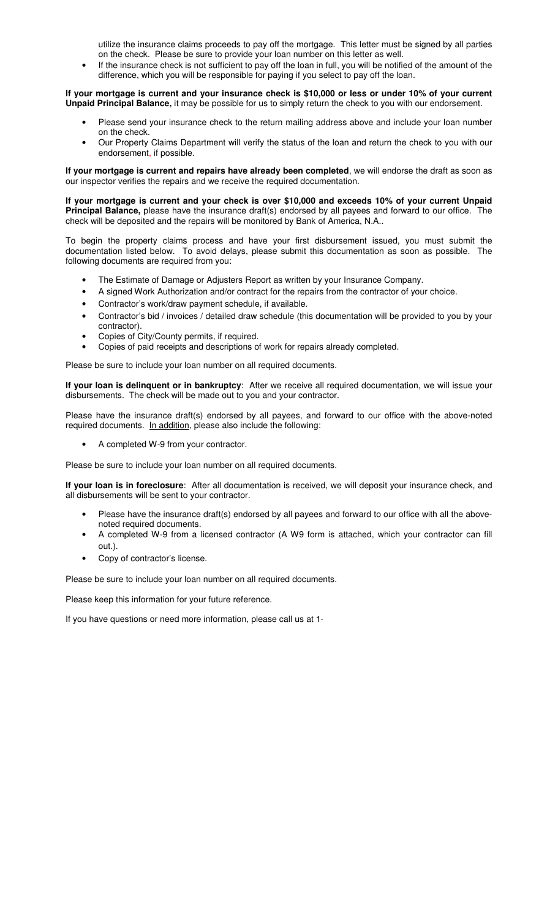utilize the insurance claims proceeds to pay off the mortgage. This letter must be signed by all parties on the check. Please be sure to provide your loan number on this letter as well.
- If the insurance check is not sufficient to pay off the loan in full, you will be notified of the amount of the difference, which you will be responsible for paying if you select to pay off the loan.

**If your mortgage is current and your insurance check is $10,000 or less or under 10% of your current Unpaid Principal Balance,** it may be possible for us to simply return the check to you with our endorsement.

- Please send your insurance check to the return mailing address above and include your loan number on the check.
- Our Property Claims Department will verify the status of the loan and return the check to you with our endorsement, if possible.

**If your mortgage is current and repairs have already been completed**, we will endorse the draft as soon as our inspector verifies the repairs and we receive the required documentation.

**If your mortgage is current and your check is over $10,000 and exceeds 10% of your current Unpaid Principal Balance,** please have the insurance draft(s) endorsed by all payees and forward to our office. The check will be deposited and the repairs will be monitored by Bank of America, N.A..

To begin the property claims process and have your first disbursement issued, you must submit the documentation listed below. To avoid delays, please submit this documentation as soon as possible. The following documents are required from you:

- The Estimate of Damage or Adjusters Report as written by your Insurance Company.
- A signed Work Authorization and/or contract for the repairs from the contractor of your choice.
- Contractor's work/draw payment schedule, if available.
- Contractor's bid / invoices / detailed draw schedule (this documentation will be provided to you by your contractor).
- Copies of City/County permits, if required.
- Copies of paid receipts and descriptions of work for repairs already completed.

Please be sure to include your loan number on all required documents.

**If your loan is delinquent or in bankruptcy**: After we receive all required documentation, we will issue your disbursements. The check will be made out to you and your contractor.

Please have the insurance draft(s) endorsed by all payees, and forward to our office with the above-noted required documents. In addition, please also include the following:

- A completed W-9 from your contractor.

Please be sure to include your loan number on all required documents.

**If your loan is in foreclosure**: After all documentation is received, we will deposit your insurance check, and all disbursements will be sent to your contractor.

- Please have the insurance draft(s) endorsed by all payees and forward to our office with all the above-noted required documents.
- A completed W-9 from a licensed contractor (A W9 form is attached, which your contractor can fill out.).
- Copy of contractor's license.

Please be sure to include your loan number on all required documents.

Please keep this information for your future reference.

If you have questions or need more information, please call us at 1-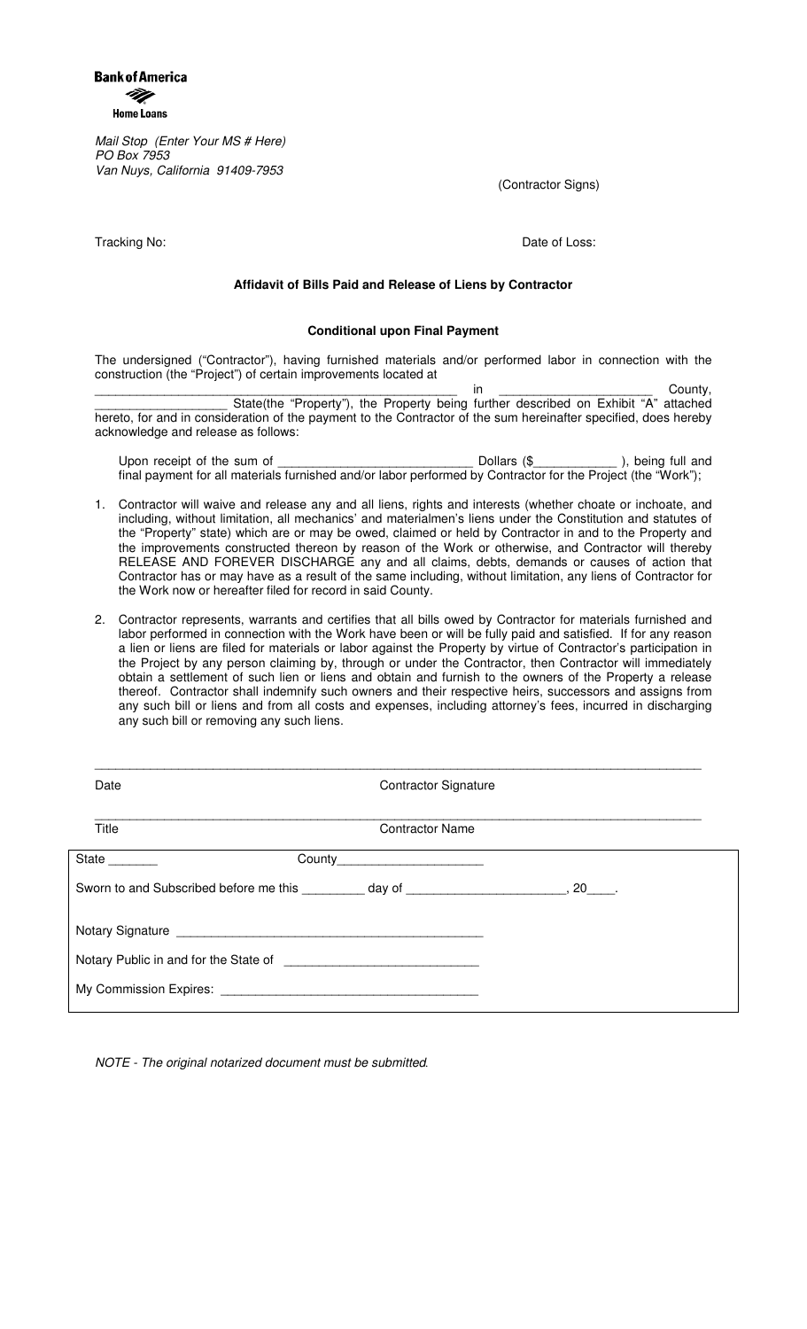**Bank of America**
**Home Loans**

*Mail Stop (Enter Your MS # Here)*
*PO Box 7953*
*Van Nuys, California 91409-7953*

(Contractor Signs)

Tracking No: Date of Loss:

**Affidavit of Bills Paid and Release of Liens by Contractor**

**Conditional upon Final Payment**

The undersigned ("Contractor"), having furnished materials and/or performed labor in connection with the construction (the "Project") of certain improvements located at _______________________________________________ in _____________________ County, ___________________ State(the "Property"), the Property being further described on Exhibit "A" attached hereto, for and in consideration of the payment to the Contractor of the sum hereinafter specified, does hereby acknowledge and release as follows:

Upon receipt of the sum of ___________________________ Dollars ($____________ ), being full and final payment for all materials furnished and/or labor performed by Contractor for the Project (the "Work");

1. Contractor will waive and release any and all liens, rights and interests (whether choate or inchoate, and including, without limitation, all mechanics' and materialmen's liens under the Constitution and statutes of the "Property" state) which are or may be owed, claimed or held by Contractor in and to the Property and the improvements constructed thereon by reason of the Work or otherwise, and Contractor will thereby RELEASE AND FOREVER DISCHARGE any and all claims, debts, demands or causes of action that Contractor has or may have as a result of the same including, without limitation, any liens of Contractor for the Work now or hereafter filed for record in said County.

2. Contractor represents, warrants and certifies that all bills owed by Contractor for materials furnished and labor performed in connection with the Work have been or will be fully paid and satisfied. If for any reason a lien or liens are filed for materials or labor against the Property by virtue of Contractor's participation in the Project by any person claiming by, through or under the Contractor, then Contractor will immediately obtain a settlement of such lien or liens and obtain and furnish to the owners of the Property a release thereof. Contractor shall indemnify such owners and their respective heirs, successors and assigns from any such bill or liens and from all costs and expenses, including attorney's fees, incurred in discharging any such bill or removing any such liens.

_____________________________________________________________________________________

Date Contractor Signature

_____________________________________________________________________________________

Title Contractor Name

State _______ County_____________________

Sworn to and Subscribed before me this _________ day of ______________________, 20____.

Notary Signature ____________________________________________

Notary Public in and for the State of ___________________________

My Commission Expires: ____________________________________

*NOTE - The original notarized document must be submitted.*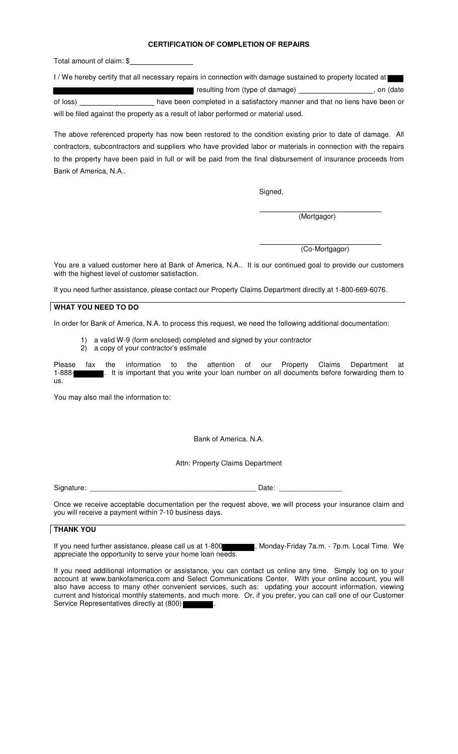## CERTIFICATION OF COMPLETION OF REPAIRS

Total amount of claim: $_______________

I / We hereby certify that all necessary repairs in connection with damage sustained to property located at ████ ████████████████████████████ resulting from (type of damage) __________________, on (date of loss) __________________ have been completed in a satisfactory manner and that no liens have been or will be filed against the property as a result of labor performed or material used.

The above referenced property has now been restored to the condition existing prior to date of damage. All contractors, subcontractors and suppliers who have provided labor or materials in connection with the repairs to the property have been paid in full or will be paid from the final disbursement of insurance proceeds from Bank of America, N.A..

Signed,

______________________________
(Mortgagor)

______________________________
(Co-Mortgagor)

You are a valued customer here at Bank of America, N.A.. It is our continued goal to provide our customers with the highest level of customer satisfaction.

If you need further assistance, please contact our Property Claims Department directly at 1-800-669-6076.

### WHAT YOU NEED TO DO

In order for Bank of America, N.A. to process this request, we need the following additional documentation:

1) a valid W-9 (form enclosed) completed and signed by your contractor
2) a copy of your contractor's estimate

Please fax the information to the attention of our Property Claims Department at 1-888-████████. It is important that you write your loan number on all documents before forwarding them to us.

You may also mail the information to:

Bank of America. N.A.

Attn: Property Claims Department

Signature: ________________________________________ Date: _______________

Once we receive acceptable documentation per the request above, we will process your insurance claim and you will receive a payment within 7-10 business days.

### THANK YOU

If you need further assistance, please call us at 1-800████████, Monday-Friday 7a.m. - 7p.m. Local Time. We appreciate the opportunity to serve your home loan needs.

If you need additional information or assistance, you can contact us online any time. Simply log on to your account at www.bankofamerica.com and Select Communications Center. With your online account, you will also have access to many other convenient services, such as: updating your account information, viewing current and historical monthly statements, and much more. Or, if you prefer, you can call one of our Customer Service Representatives directly at (800)████████.